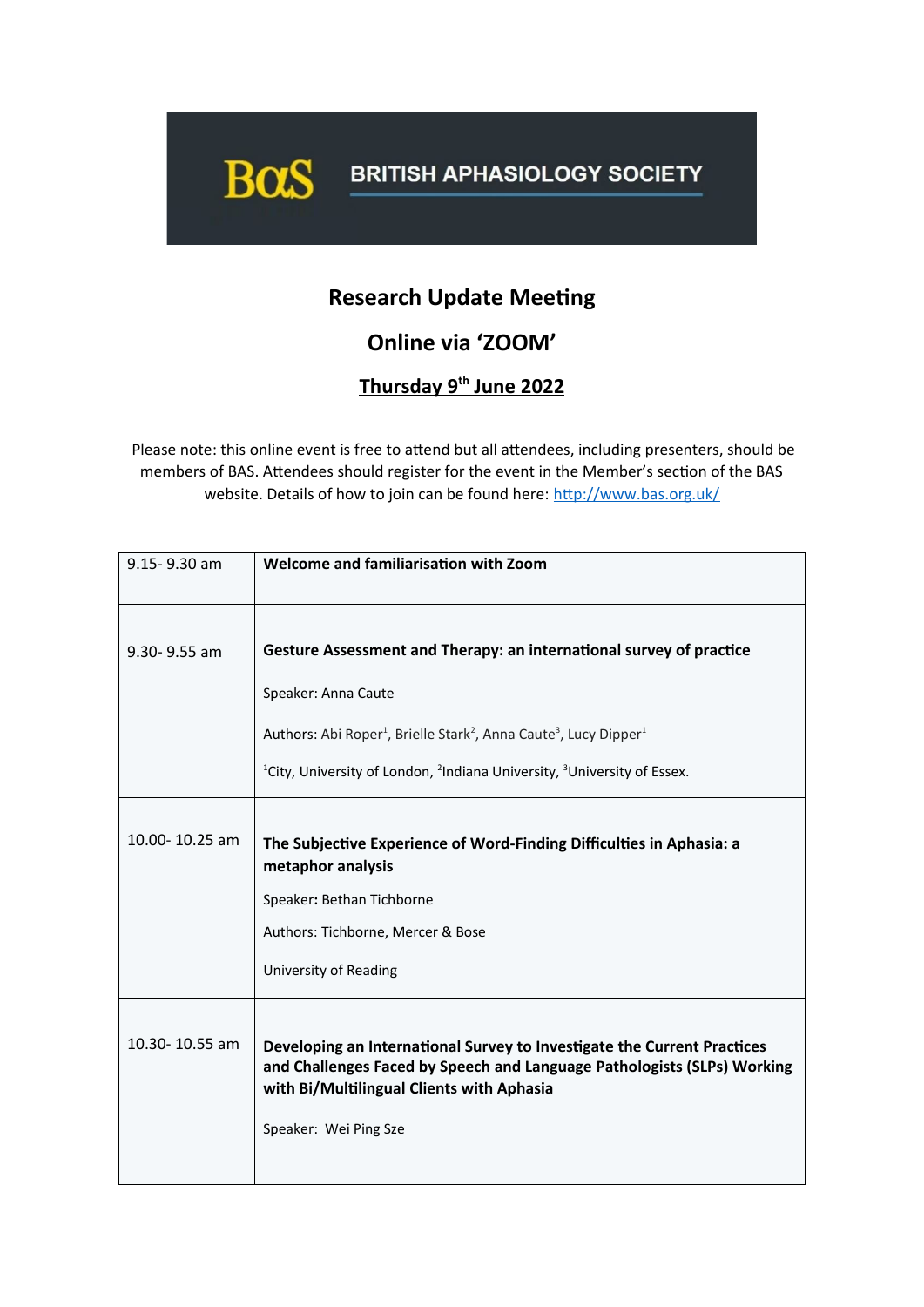BRITISH APHASIOLOGY SOCIETY

# Research Update Meeting

## Online via 'ZOOM'

## Thursday 9th June 2022

Please note: this online event is free to attend but all attendees, including presenters, should be members of BAS. Attendees should register for the event in the Member's section of the BAS website. Details of how to join can be found here: [http://www.bas.org.uk/](http://www.bas.org.uk/)

| | |
|---|---|
| 9.15- 9.30 am | **Welcome and familiarisation with Zoom** |
| 9.30- 9.55 am | **Gesture Assessment and Therapy: an international survey of practice**<br><br>Speaker: Anna Caute<br><br>Authors: Abi Roper[1], Brielle Stark[2], Anna Caute[3], Lucy Dipper[1]<br><br>[1]City, University of London, [2]Indiana University, [3]University of Essex. |
| 10.00- 10.25 am | **The Subjective Experience of Word-Finding Difficulties in Aphasia: a metaphor analysis**<br><br>Speaker**:** Bethan Tichborne<br><br>Authors: Tichborne, Mercer & Bose<br><br>University of Reading |
| 10.30- 10.55 am | **Developing an International Survey to Investigate the Current Practices and Challenges Faced by Speech and Language Pathologists (SLPs) Working with Bi/Multilingual Clients with Aphasia**<br><br>Speaker: Wei Ping Sze |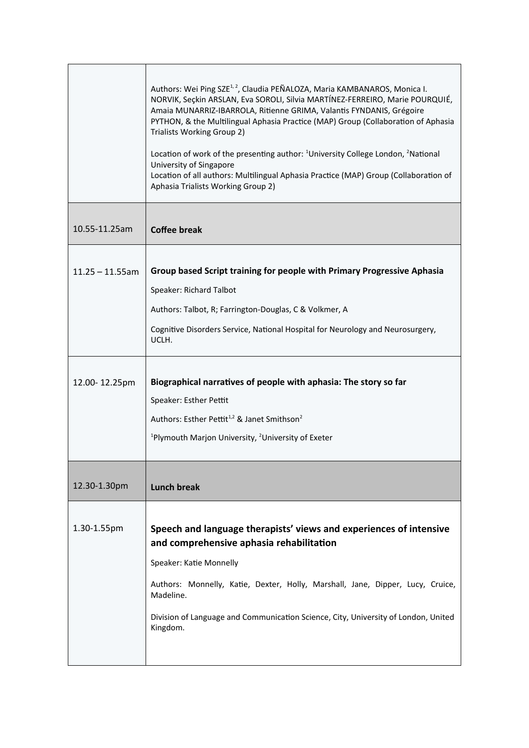| | |
|---|---|
| | Authors: Wei Ping SZE[1, 2], Claudia PEÑALOZA, Maria KAMBANAROS, Monica I. NORVIK, Seçkin ARSLAN, Eva SOROLI, Silvia MARTÍNEZ-FERREIRO, Marie POURQUIÉ, Amaia MUNARRIZ-IBARROLA, Ritienne GRIMA, Valantis FYNDANIS, Grégoire PYTHON, & the Multilingual Aphasia Practice (MAP) Group (Collaboration of Aphasia Trialists Working Group 2)<br><br>Location of work of the presenting author: [1]University College London, [2]National University of Singapore<br>Location of all authors: Multilingual Aphasia Practice (MAP) Group (Collaboration of Aphasia Trialists Working Group 2) |
| 10.55-11.25am | **Coffee break** |
| 11.25 – 11.55am | **Group based Script training for people with Primary Progressive Aphasia**<br><br>Speaker: Richard Talbot<br><br>Authors: Talbot, R; Farrington-Douglas, C & Volkmer, A<br><br>Cognitive Disorders Service, National Hospital for Neurology and Neurosurgery, UCLH. |
| 12.00- 12.25pm | **Biographical narratives of people with aphasia: The story so far**<br><br>Speaker: Esther Pettit<br><br>Authors: Esther Pettit[1,2] & Janet Smithson[2]<br><br>[1]Plymouth Marjon University, [2]University of Exeter |
| 12.30-1.30pm | **Lunch break** |
| 1.30-1.55pm | **Speech and language therapists' views and experiences of intensive and comprehensive aphasia rehabilitation**<br><br>Speaker: Katie Monnelly<br><br>Authors: Monnelly, Katie, Dexter, Holly, Marshall, Jane, Dipper, Lucy, Cruice, Madeline.<br><br>Division of Language and Communication Science, City, University of London, United Kingdom. |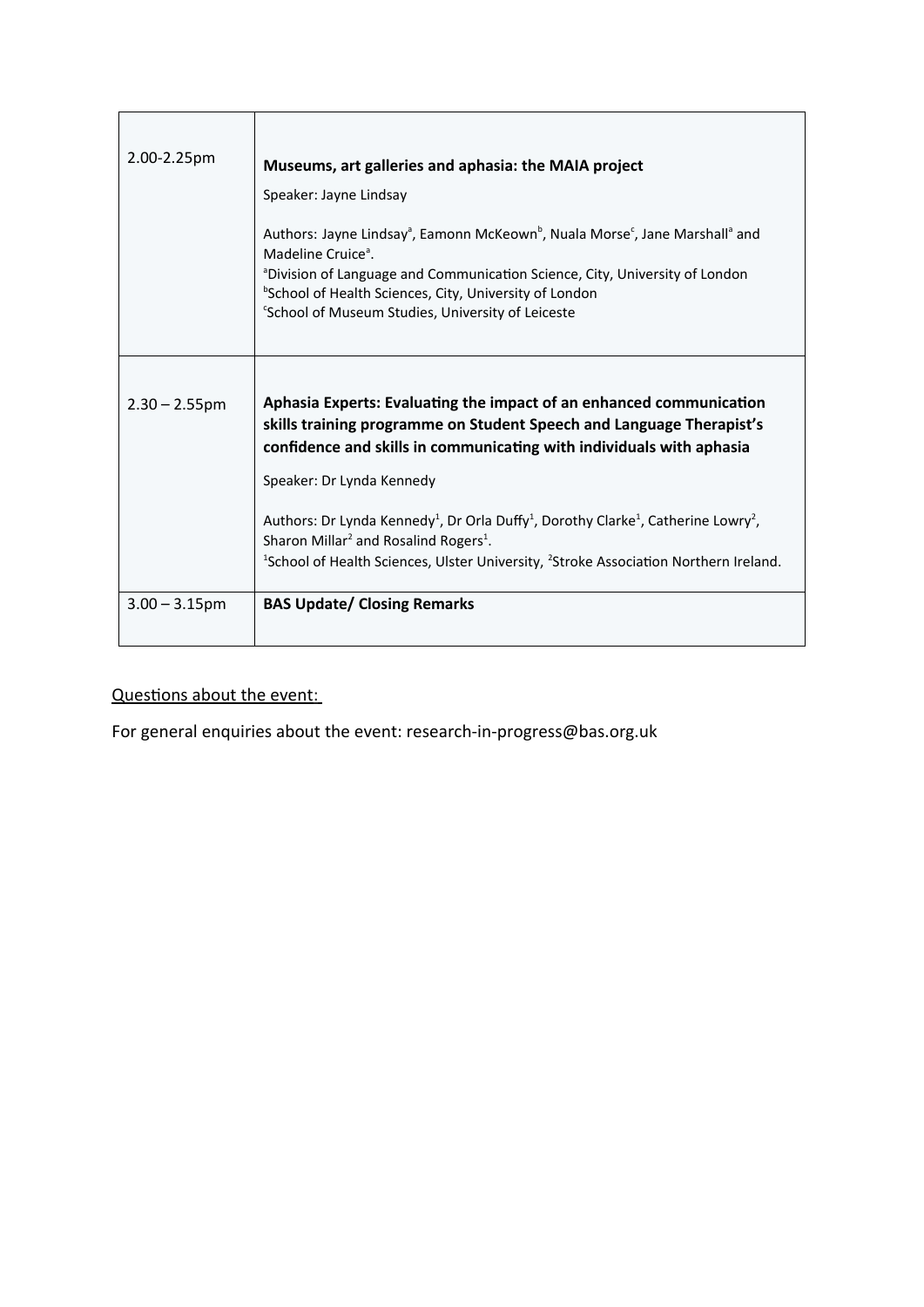| | |
|---|---|
| 2.00-2.25pm | **Museums, art galleries and aphasia: the MAIA project**<br><br>Speaker: Jayne Lindsay<br><br>Authors: Jayne Lindsay[a], Eamonn McKeown[b], Nuala Morse[c], Jane Marshall[a] and Madeline Cruice[a].<br>[a]Division of Language and Communication Science, City, University of London<br>[b]School of Health Sciences, City, University of London<br>[c]School of Museum Studies, University of Leiceste |
| 2.30 – 2.55pm | **Aphasia Experts: Evaluating the impact of an enhanced communication skills training programme on Student Speech and Language Therapist's confidence and skills in communicating with individuals with aphasia**<br><br>Speaker: Dr Lynda Kennedy<br><br>Authors: Dr Lynda Kennedy[1], Dr Orla Duffy[1], Dorothy Clarke[1], Catherine Lowry[2], Sharon Millar[2] and Rosalind Rogers[1].<br>[1]School of Health Sciences, Ulster University, [2]Stroke Association Northern Ireland. |
| 3.00 – 3.15pm | **BAS Update/ Closing Remarks** |

Questions about the event:

For general enquiries about the event: research-in-progress@bas.org.uk